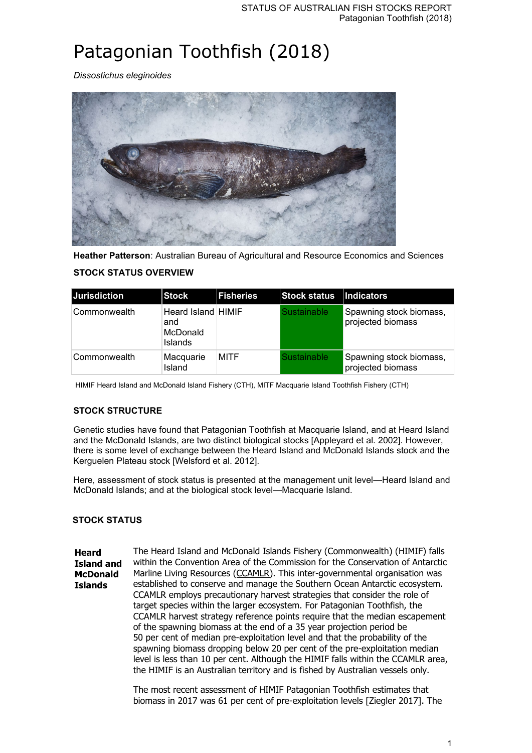# Patagonian Toothfish (2018)

*Dissostichus eleginoides*

**Heather Patterson**: Australian Bureau of Agricultural and Resource Economics and Sciences

### STOCK STATUS OVERVIEW

| Jurisdiction | Stock | Fisheries | Stock status | Indicators |
|---|---|---|---|---|
| Commonwealth | Heard Island and McDonald Islands | HIMIF | Sustainable | Spawning stock biomass, projected biomass |
| Commonwealth | Macquarie Island | MITF | Sustainable | Spawning stock biomass, projected biomass |

HIMIF Heard Island and McDonald Island Fishery (CTH), MITF Macquarie Island Toothfish Fishery (CTH)

### STOCK STRUCTURE

Genetic studies have found that Patagonian Toothfish at Macquarie Island, and at Heard Island and the McDonald Islands, are two distinct biological stocks [Appleyard et al. 2002]. However, there is some level of exchange between the Heard Island and McDonald Islands stock and the Kerguelen Plateau stock [Welsford et al. 2012].

Here, assessment of stock status is presented at the management unit level—Heard Island and McDonald Islands; and at the biological stock level—Macquarie Island.

### STOCK STATUS

**Heard Island and McDonald Islands**

The Heard Island and McDonald Islands Fishery (Commonwealth) (HIMIF) falls within the Convention Area of the Commission for the Conservation of Antarctic Marline Living Resources (CCAMLR). This inter-governmental organisation was established to conserve and manage the Southern Ocean Antarctic ecosystem. CCAMLR employs precautionary harvest strategies that consider the role of target species within the larger ecosystem. For Patagonian Toothfish, the CCAMLR harvest strategy reference points require that the median escapement of the spawning biomass at the end of a 35 year projection period be 50 per cent of median pre-exploitation level and that the probability of the spawning biomass dropping below 20 per cent of the pre-exploitation median level is less than 10 per cent. Although the HIMIF falls within the CCAMLR area, the HIMIF is an Australian territory and is fished by Australian vessels only.

The most recent assessment of HIMIF Patagonian Toothfish estimates that biomass in 2017 was 61 per cent of pre-exploitation levels [Ziegler 2017]. The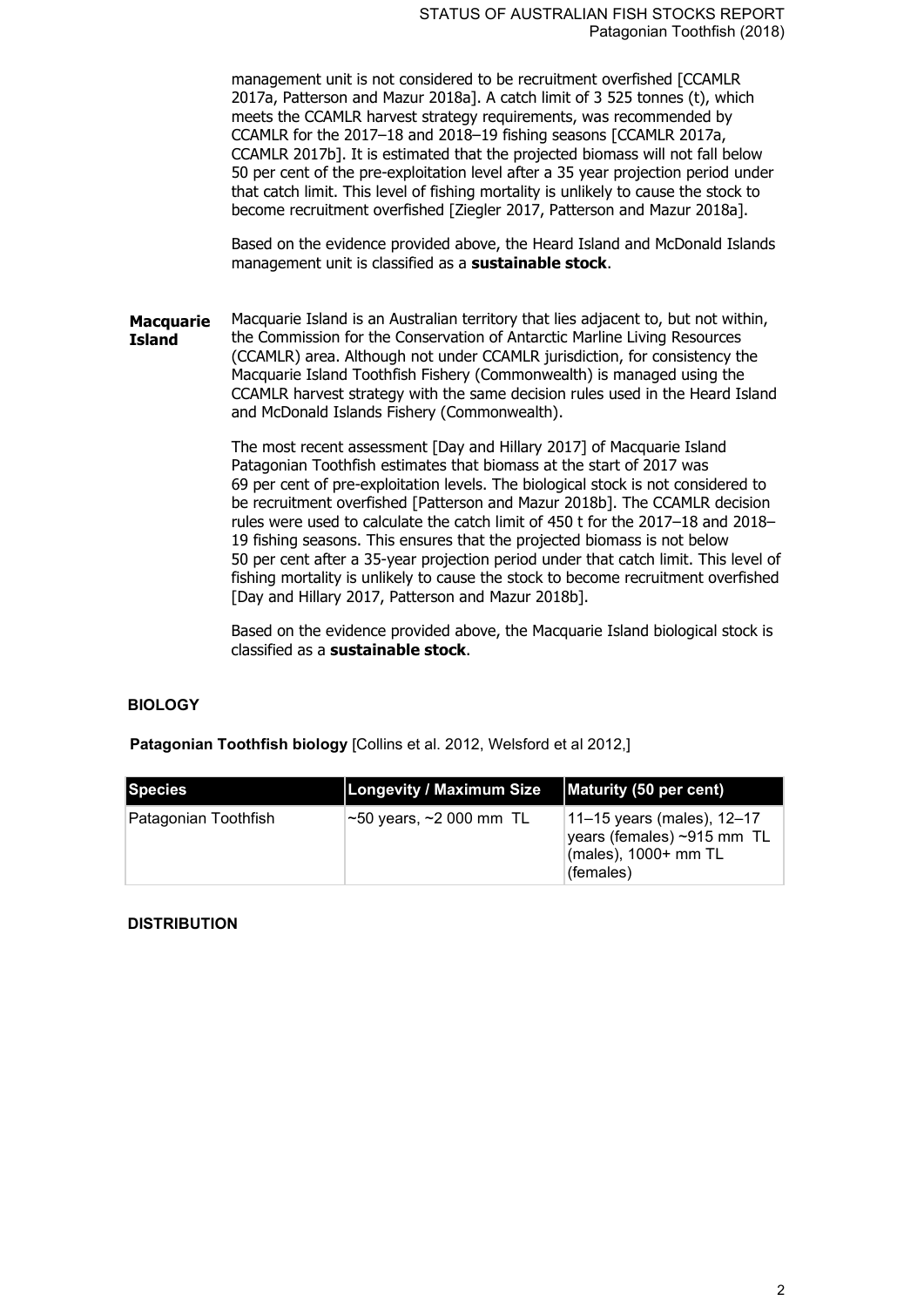management unit is not considered to be recruitment overfished [CCAMLR 2017a, Patterson and Mazur 2018a]. A catch limit of 3 525 tonnes (t), which meets the CCAMLR harvest strategy requirements, was recommended by CCAMLR for the 2017–18 and 2018–19 fishing seasons [CCAMLR 2017a, CCAMLR 2017b]. It is estimated that the projected biomass will not fall below 50 per cent of the pre-exploitation level after a 35 year projection period under that catch limit. This level of fishing mortality is unlikely to cause the stock to become recruitment overfished [Ziegler 2017, Patterson and Mazur 2018a].

Based on the evidence provided above, the Heard Island and McDonald Islands management unit is classified as a **sustainable stock**.

**Macquarie Island**

Macquarie Island is an Australian territory that lies adjacent to, but not within, the Commission for the Conservation of Antarctic Marline Living Resources (CCAMLR) area. Although not under CCAMLR jurisdiction, for consistency the Macquarie Island Toothfish Fishery (Commonwealth) is managed using the CCAMLR harvest strategy with the same decision rules used in the Heard Island and McDonald Islands Fishery (Commonwealth).

The most recent assessment [Day and Hillary 2017] of Macquarie Island Patagonian Toothfish estimates that biomass at the start of 2017 was 69 per cent of pre-exploitation levels. The biological stock is not considered to be recruitment overfished [Patterson and Mazur 2018b]. The CCAMLR decision rules were used to calculate the catch limit of 450 t for the 2017–18 and 2018–19 fishing seasons. This ensures that the projected biomass is not below 50 per cent after a 35-year projection period under that catch limit. This level of fishing mortality is unlikely to cause the stock to become recruitment overfished [Day and Hillary 2017, Patterson and Mazur 2018b].

Based on the evidence provided above, the Macquarie Island biological stock is classified as a **sustainable stock**.

## BIOLOGY

**Patagonian Toothfish biology** [Collins et al. 2012, Welsford et al 2012,]

| Species | Longevity / Maximum Size | Maturity (50 per cent) |
|---|---|---|
| Patagonian Toothfish | ~50 years, ~2 000 mm TL | 11–15 years (males), 12–17 years (females) ~915 mm TL (males), 1000+ mm TL (females) |

## DISTRIBUTION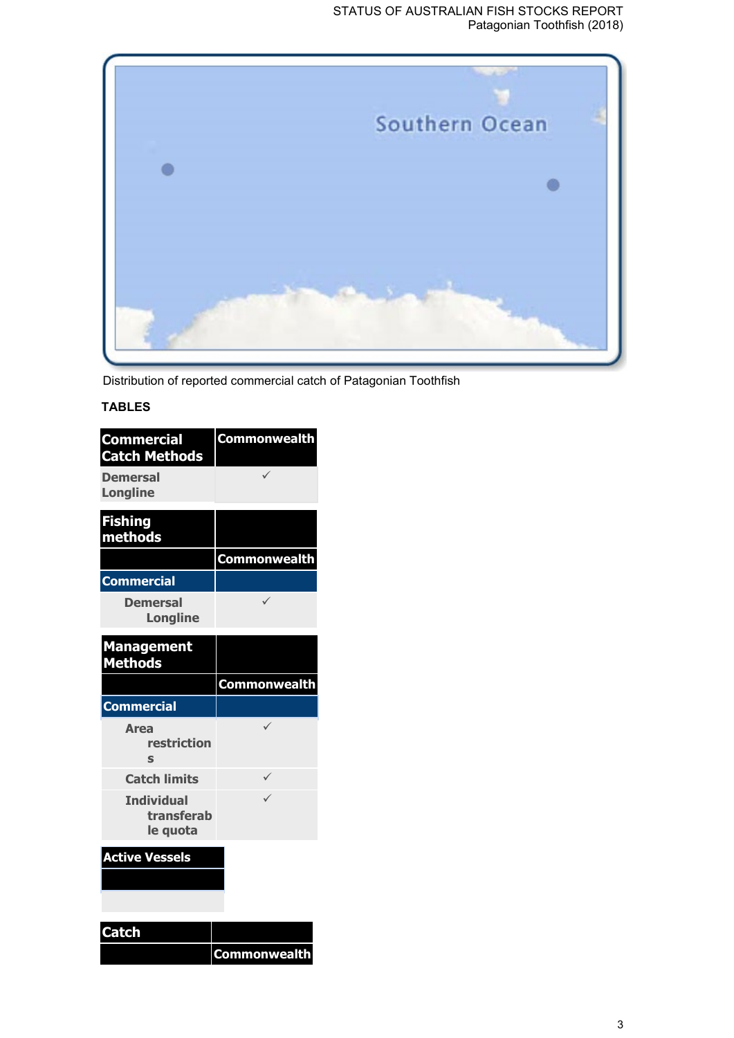Distribution of reported commercial catch of Patagonian Toothfish

**TABLES**

| Commercial Catch Methods | Commonwealth |
| --- | --- |
| Demersal Longline | ✓ |

| Fishing methods | |
| --- | --- |
| | Commonwealth |
| **Commercial** | |
| Demersal Longline | ✓ |

| Management Methods | |
| --- | --- |
| | Commonwealth |
| **Commercial** | |
| Area restrictions | ✓ |
| Catch limits | ✓ |
| Individual transferable quota | ✓ |

| Active Vessels |
| --- |
| |
| |

| Catch | |
| --- | --- |
| | Commonwealth |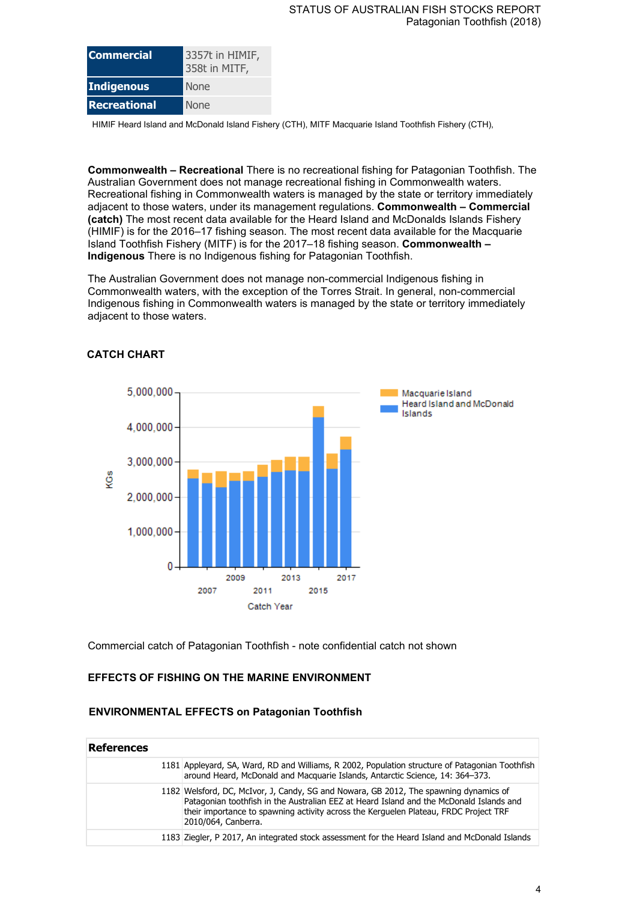| Commercial | 3357t in HIMIF, 358t in MITF, |
|---|---|
| Indigenous | None |
| Recreational | None |

HIMIF Heard Island and McDonald Island Fishery (CTH), MITF Macquarie Island Toothfish Fishery (CTH),

**Commonwealth – Recreational** There is no recreational fishing for Patagonian Toothfish. The Australian Government does not manage recreational fishing in Commonwealth waters. Recreational fishing in Commonwealth waters is managed by the state or territory immediately adjacent to those waters, under its management regulations. **Commonwealth – Commercial (catch)** The most recent data available for the Heard Island and McDonalds Islands Fishery (HIMIF) is for the 2016–17 fishing season. The most recent data available for the Macquarie Island Toothfish Fishery (MITF) is for the 2017–18 fishing season. **Commonwealth – Indigenous** There is no Indigenous fishing for Patagonian Toothfish.

The Australian Government does not manage non-commercial Indigenous fishing in Commonwealth waters, with the exception of the Torres Strait. In general, non-commercial Indigenous fishing in Commonwealth waters is managed by the state or territory immediately adjacent to those waters.

### CATCH CHART

Commercial catch of Patagonian Toothfish - note confidential catch not shown

### EFFECTS OF FISHING ON THE MARINE ENVIRONMENT

### ENVIRONMENTAL EFFECTS on Patagonian Toothfish

| References | |
|---|---|
| 1181 | Appleyard, SA, Ward, RD and Williams, R 2002, Population structure of Patagonian Toothfish around Heard, McDonald and Macquarie Islands, Antarctic Science, 14: 364–373. |
| 1182 | Welsford, DC, McIvor, J, Candy, SG and Nowara, GB 2012, The spawning dynamics of Patagonian toothfish in the Australian EEZ at Heard Island and the McDonald Islands and their importance to spawning activity across the Kerguelen Plateau, FRDC Project TRF 2010/064, Canberra. |
| 1183 | Ziegler, P 2017, An integrated stock assessment for the Heard Island and McDonald Islands |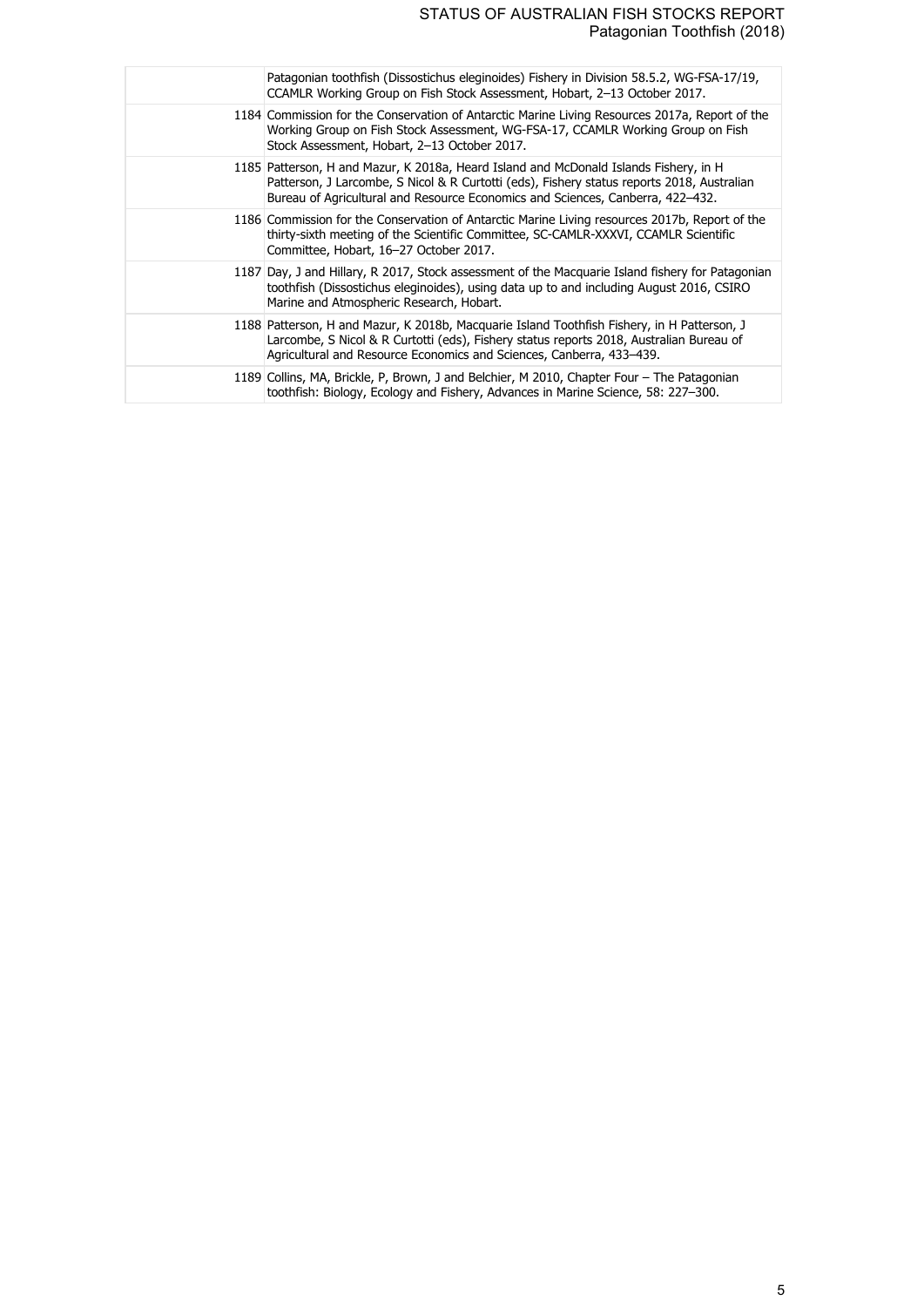| | |
|---|---|
| | Patagonian toothfish (Dissostichus eleginoides) Fishery in Division 58.5.2, WG-FSA-17/19, CCAMLR Working Group on Fish Stock Assessment, Hobart, 2–13 October 2017. |
| 1184 | Commission for the Conservation of Antarctic Marine Living Resources 2017a, Report of the Working Group on Fish Stock Assessment, WG-FSA-17, CCAMLR Working Group on Fish Stock Assessment, Hobart, 2–13 October 2017. |
| 1185 | Patterson, H and Mazur, K 2018a, Heard Island and McDonald Islands Fishery, in H Patterson, J Larcombe, S Nicol & R Curtotti (eds), Fishery status reports 2018, Australian Bureau of Agricultural and Resource Economics and Sciences, Canberra, 422–432. |
| 1186 | Commission for the Conservation of Antarctic Marine Living resources 2017b, Report of the thirty-sixth meeting of the Scientific Committee, SC-CAMLR-XXXVI, CCAMLR Scientific Committee, Hobart, 16–27 October 2017. |
| 1187 | Day, J and Hillary, R 2017, Stock assessment of the Macquarie Island fishery for Patagonian toothfish (Dissostichus eleginoides), using data up to and including August 2016, CSIRO Marine and Atmospheric Research, Hobart. |
| 1188 | Patterson, H and Mazur, K 2018b, Macquarie Island Toothfish Fishery, in H Patterson, J Larcombe, S Nicol & R Curtotti (eds), Fishery status reports 2018, Australian Bureau of Agricultural and Resource Economics and Sciences, Canberra, 433–439. |
| 1189 | Collins, MA, Brickle, P, Brown, J and Belchier, M 2010, Chapter Four – The Patagonian toothfish: Biology, Ecology and Fishery, Advances in Marine Science, 58: 227–300. |